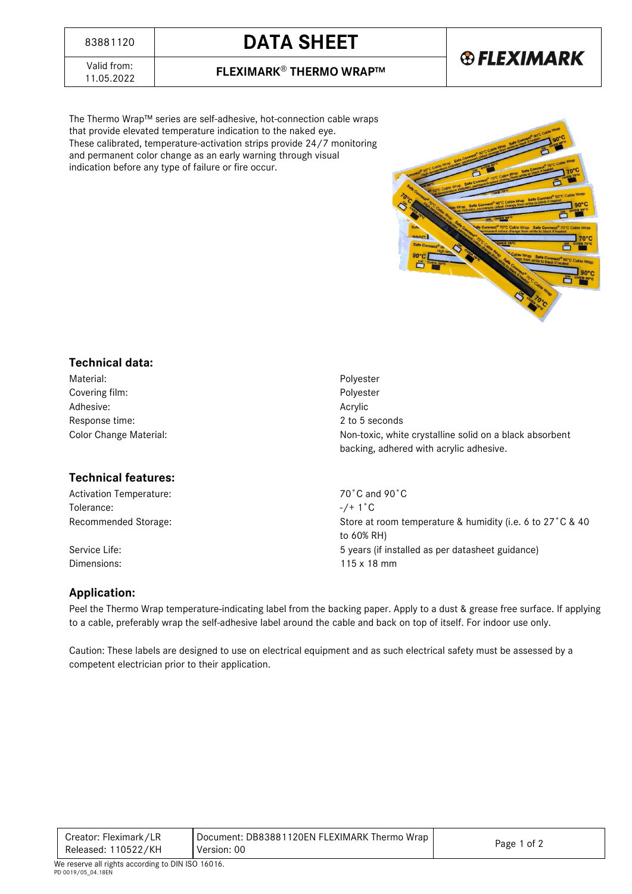# DATA SHEET

83881120

Valid from: 11.05.2022

## FLEXIMARK® THERMO WRAP™

The Thermo Wrap™ series are self-adhesive, hot-connection cable wraps that provide elevated temperature indication to the naked eye. These calibrated, temperature-activation strips provide 24/7 monitoring and permanent color change as an early warning through visual indication before any type of failure or fire occur.

### Technical data:

| | |
|---|---|
| Material: | Polyester |
| Covering film: | Polyester |
| Adhesive: | Acrylic |
| Response time: | 2 to 5 seconds |
| Color Change Material: | Non-toxic, white crystalline solid on a black absorbent backing, adhered with acrylic adhesive. |

### Technical features:

| | |
|---|---|
| Activation Temperature: | 70˚C and 90˚C |
| Tolerance: | -/+ 1˚C |
| Recommended Storage: | Store at room temperature & humidity (i.e. 6 to 27˚C & 40 to 60% RH) |
| Service Life: | 5 years (if installed as per datasheet guidance) |
| Dimensions: | 115 x 18 mm |

### Application:

Peel the Thermo Wrap temperature-indicating label from the backing paper. Apply to a dust & grease free surface. If applying to a cable, preferably wrap the self-adhesive label around the cable and back on top of itself. For indoor use only.

Caution: These labels are designed to use on electrical equipment and as such electrical safety must be assessed by a competent electrician prior to their application.

| | |
|---|---|
| Creator: Fleximark/LR<br>Released: 110522/KH | Document: DB83881120EN FLEXIMARK Thermo Wrap<br>Version: 00 |

We reserve all rights according to DIN ISO 16016.
PD 0019/05_04.18EN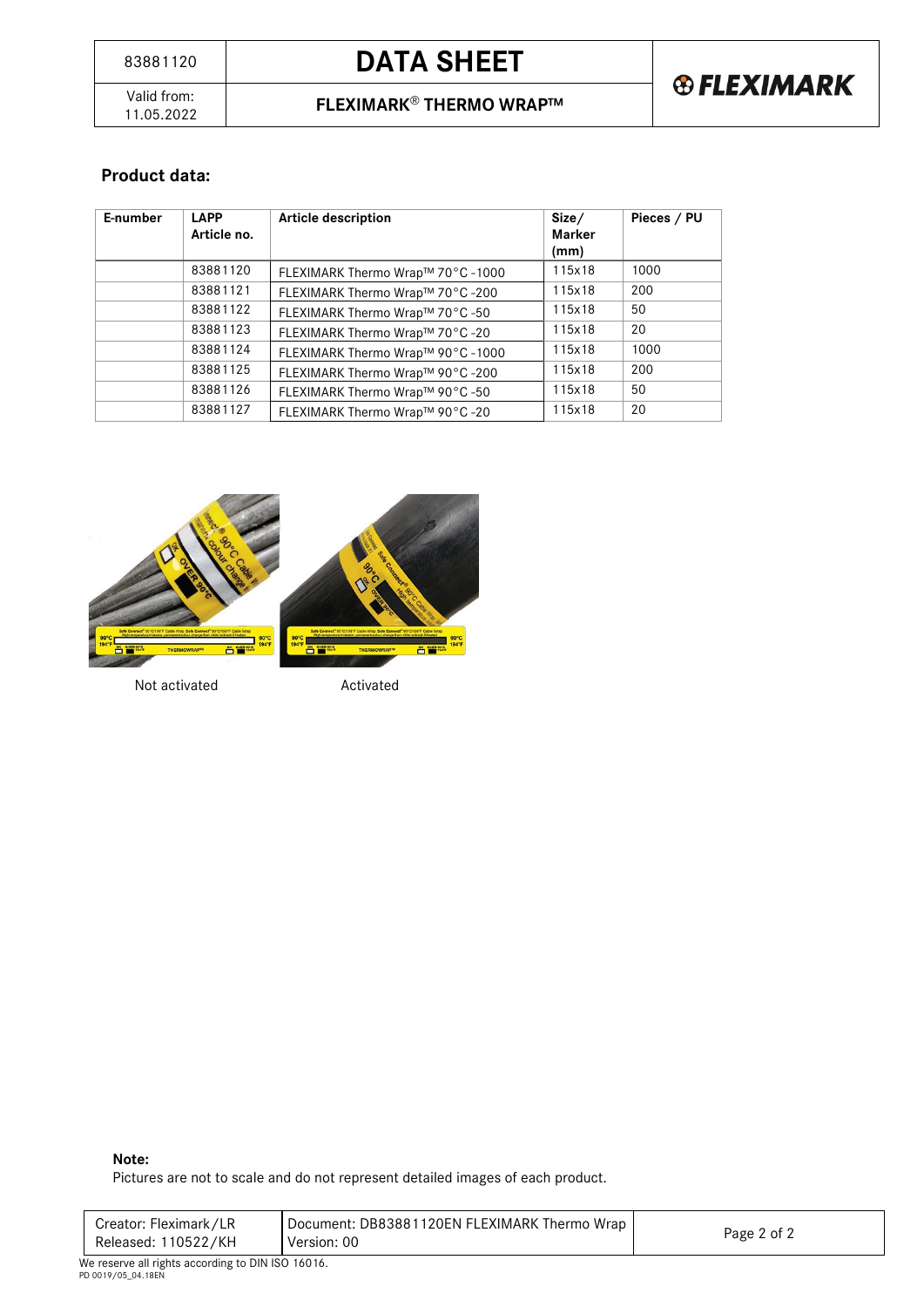## Product data:

| E-number | LAPP Article no. | Article description | Size/ Marker (mm) | Pieces / PU |
|---|---|---|---|---|
| | 83881120 | FLEXIMARK Thermo Wrap™ 70°C -1000 | 115x18 | 1000 |
| | 83881121 | FLEXIMARK Thermo Wrap™ 70°C -200 | 115x18 | 200 |
| | 83881122 | FLEXIMARK Thermo Wrap™ 70°C -50 | 115x18 | 50 |
| | 83881123 | FLEXIMARK Thermo Wrap™ 70°C -20 | 115x18 | 20 |
| | 83881124 | FLEXIMARK Thermo Wrap™ 90°C -1000 | 115x18 | 1000 |
| | 83881125 | FLEXIMARK Thermo Wrap™ 90°C -200 | 115x18 | 200 |
| | 83881126 | FLEXIMARK Thermo Wrap™ 90°C -50 | 115x18 | 50 |
| | 83881127 | FLEXIMARK Thermo Wrap™ 90°C -20 | 115x18 | 20 |

Not activated

Activated

**Note:**
Pictures are not to scale and do not represent detailed images of each product.

| | |
|---|---|
| Creator: Fleximark/LR<br>Released: 110522/KH | Document: DB83881120EN FLEXIMARK Thermo Wrap<br>Version: 00 |

We reserve all rights according to DIN ISO 16016.
PD 0019/05_04.18EN